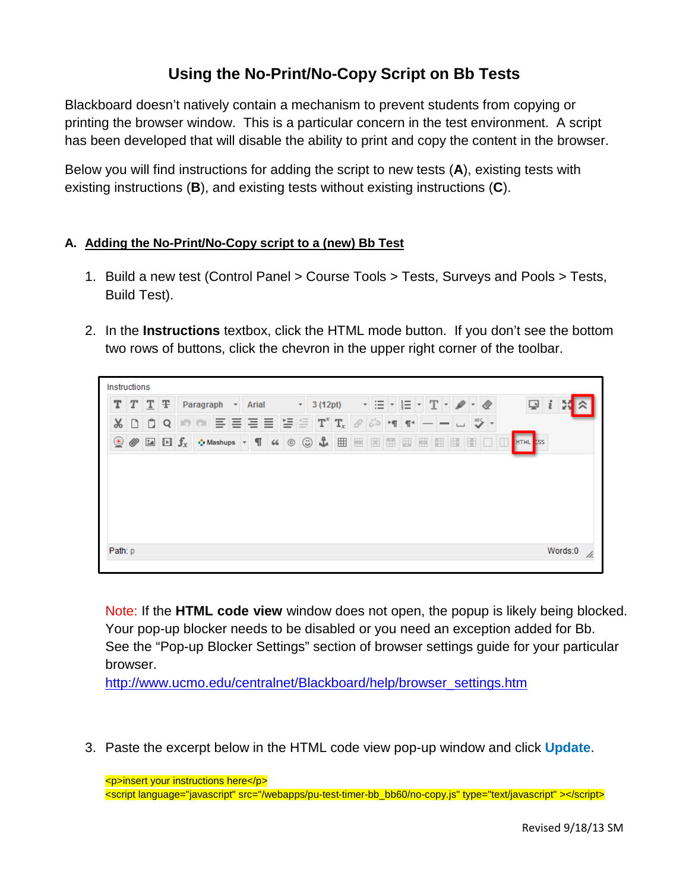# Using the No-Print/No-Copy Script on Bb Tests

Blackboard doesn't natively contain a mechanism to prevent students from copying or printing the browser window. This is a particular concern in the test environment. A script has been developed that will disable the ability to print and copy the content in the browser.

Below you will find instructions for adding the script to new tests (**A**), existing tests with existing instructions (**B**), and existing tests without existing instructions (**C**).

## A. Adding the No-Print/No-Copy script to a (new) Bb Test

1. Build a new test (Control Panel > Course Tools > Tests, Surveys and Pools > Tests, Build Test).

2. In the **Instructions** textbox, click the HTML mode button. If you don't see the bottom two rows of buttons, click the chevron in the upper right corner of the toolbar.

   Note: If the **HTML code view** window does not open, the popup is likely being blocked. Your pop-up blocker needs to be disabled or you need an exception added for Bb. See the "Pop-up Blocker Settings" section of browser settings guide for your particular browser.
   http://www.ucmo.edu/centralnet/Blackboard/help/browser_settings.htm

3. Paste the excerpt below in the HTML code view pop-up window and click **Update**.

```
<p>insert your instructions here</p>
<script language="javascript" src="/webapps/pu-test-timer-bb_bb60/no-copy.js" type="text/javascript" ></script>
```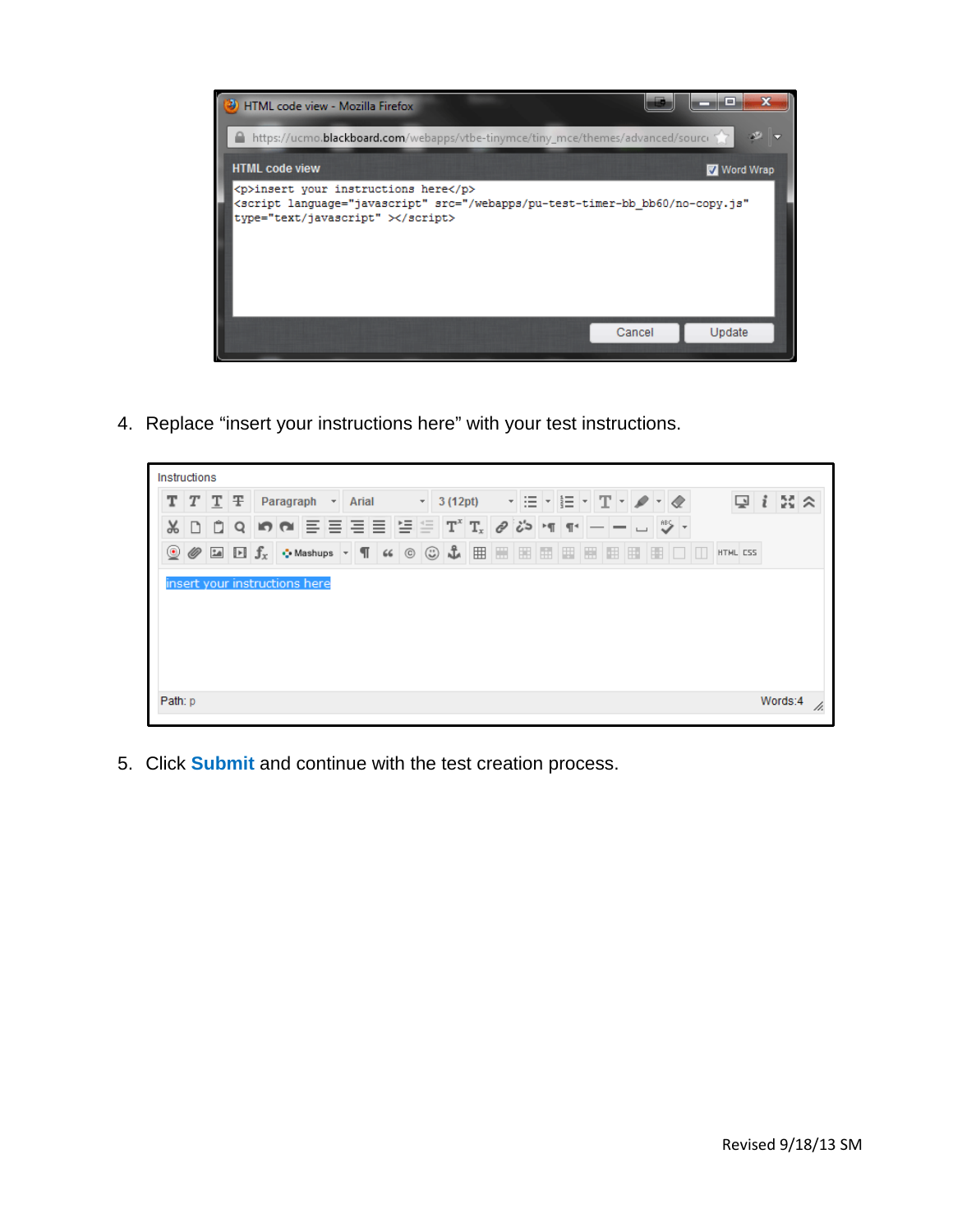4. Replace “insert your instructions here” with your test instructions.

5. Click **Submit** and continue with the test creation process.

Revised 9/18/13 SM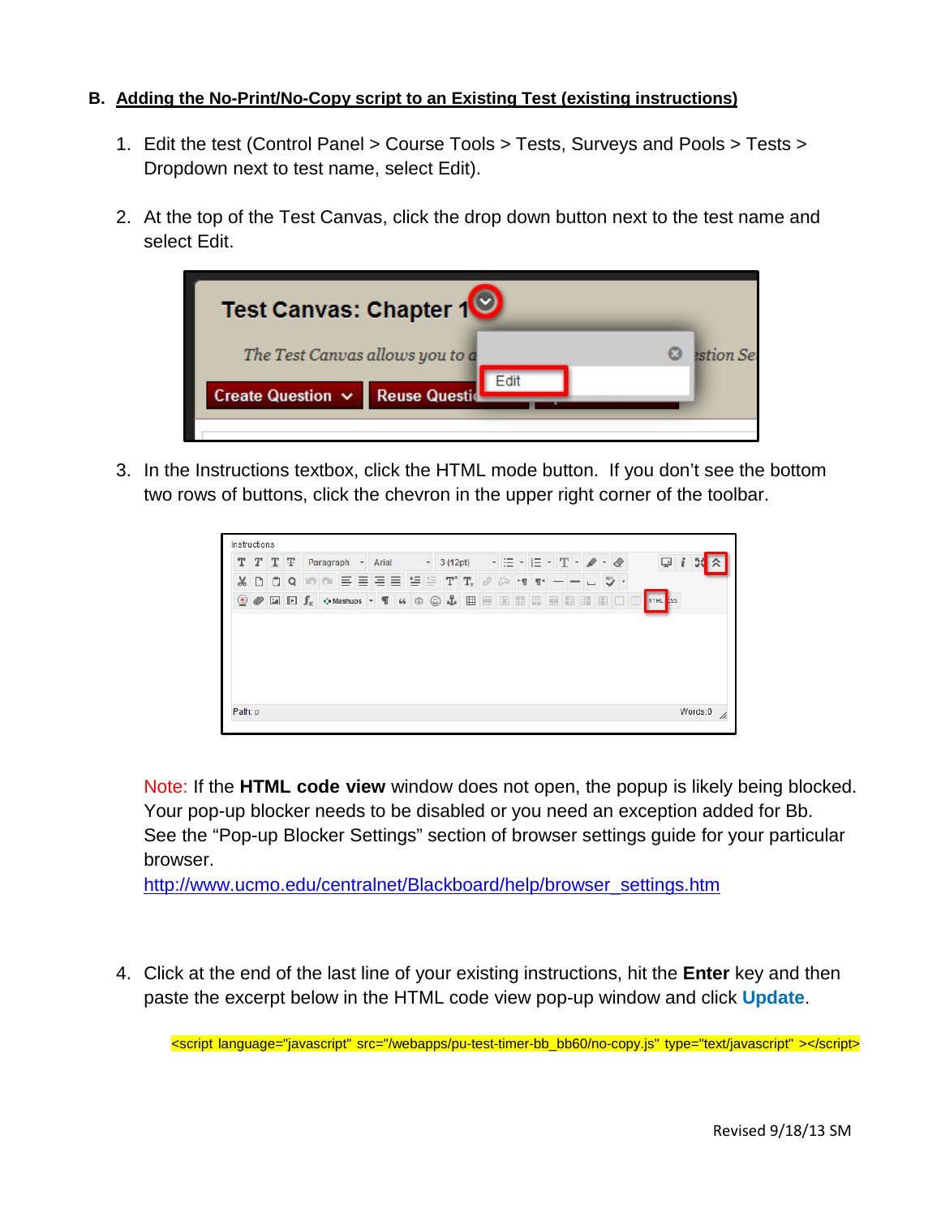## B. Adding the No-Print/No-Copy script to an Existing Test (existing instructions)

1. Edit the test (Control Panel > Course Tools > Tests, Surveys and Pools > Tests > Dropdown next to test name, select Edit).

2. At the top of the Test Canvas, click the drop down button next to the test name and select Edit.

3. In the Instructions textbox, click the HTML mode button. If you don't see the bottom two rows of buttons, click the chevron in the upper right corner of the toolbar.

   Note: If the **HTML code view** window does not open, the popup is likely being blocked. Your pop-up blocker needs to be disabled or you need an exception added for Bb. See the "Pop-up Blocker Settings" section of browser settings guide for your particular browser.
   http://www.ucmo.edu/centralnet/Blackboard/help/browser_settings.htm

4. Click at the end of the last line of your existing instructions, hit the **Enter** key and then paste the excerpt below in the HTML code view pop-up window and click **Update**.

```
<script language="javascript" src="/webapps/pu-test-timer-bb_bb60/no-copy.js" type="text/javascript" ></script>
```

Revised 9/18/13 SM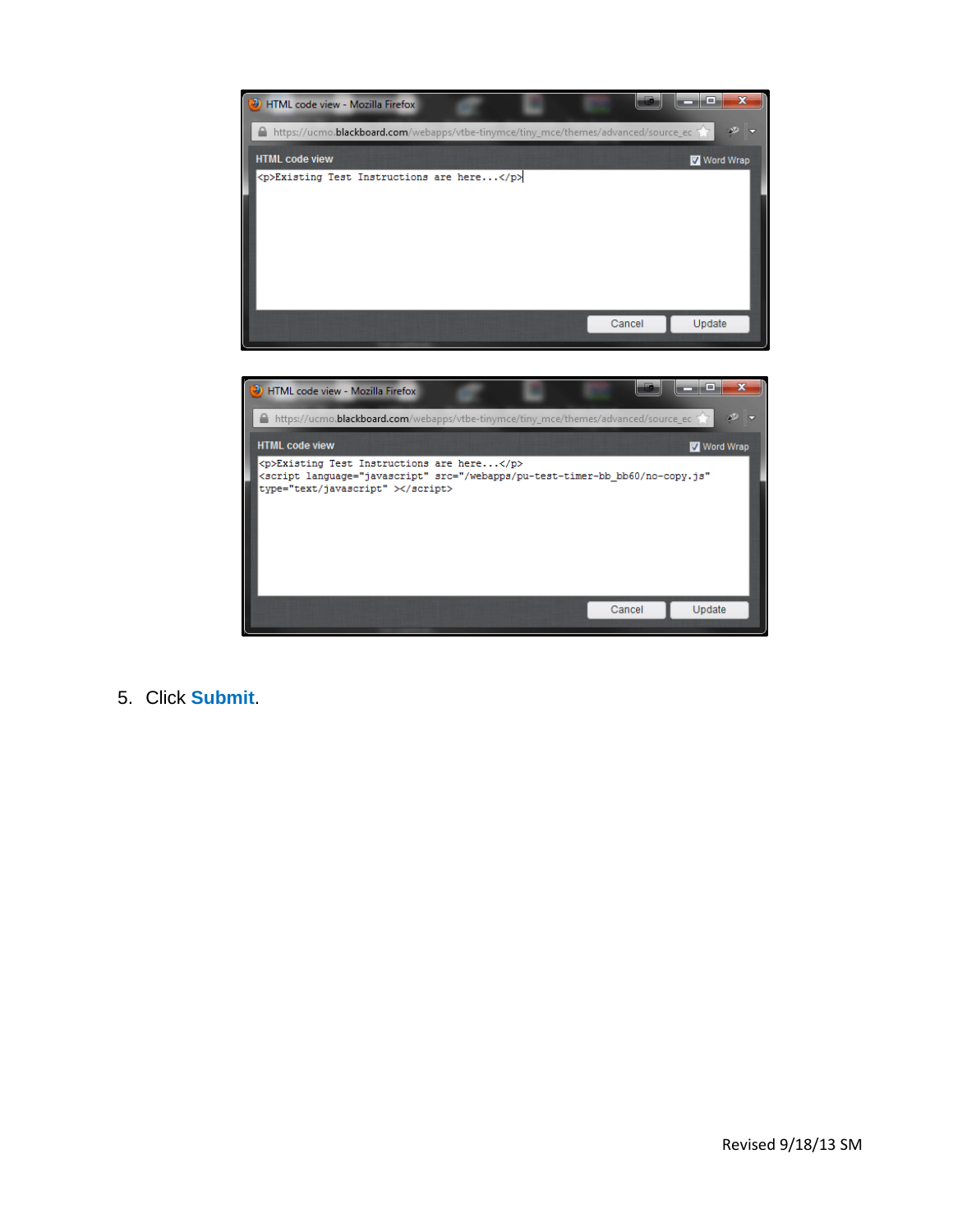5. Click **Submit**.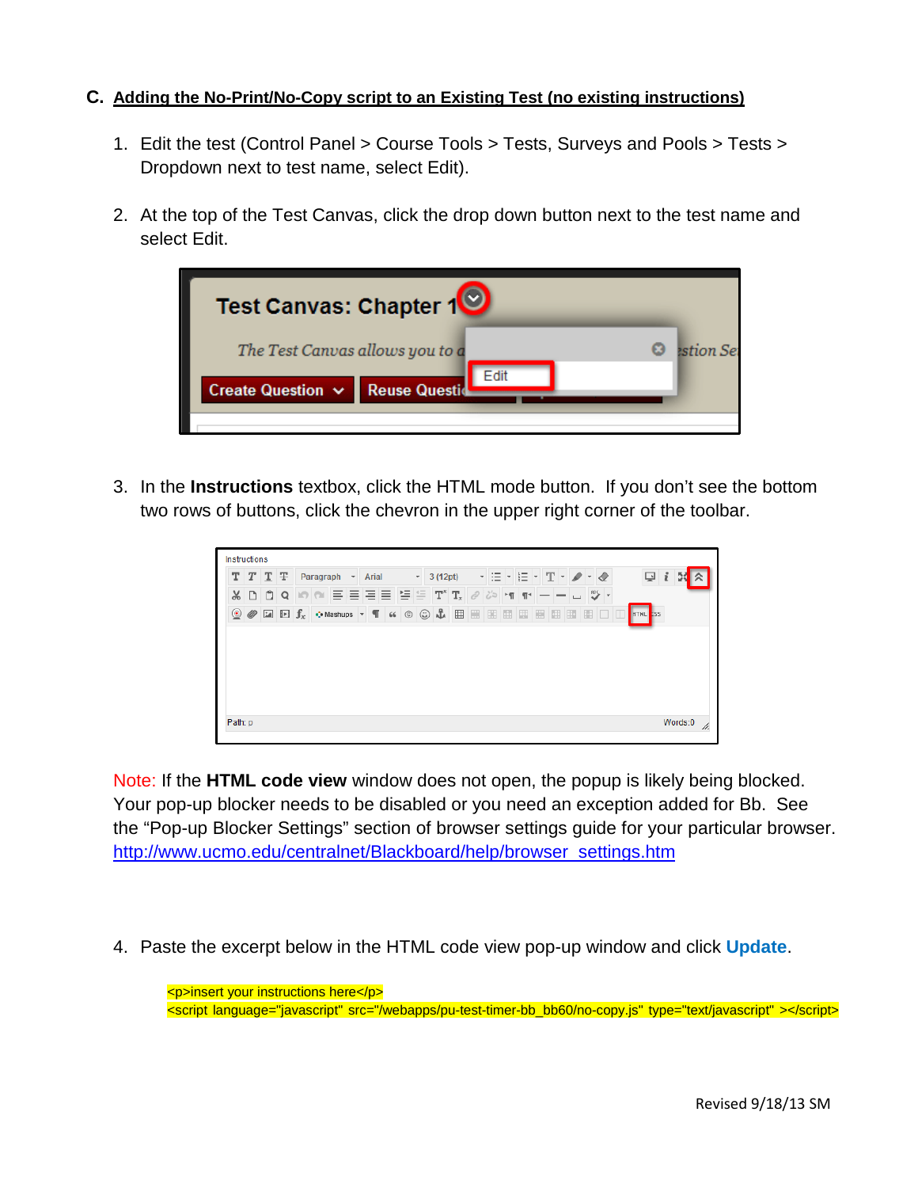## C. Adding the No-Print/No-Copy script to an Existing Test (no existing instructions)

1. Edit the test (Control Panel > Course Tools > Tests, Surveys and Pools > Tests > Dropdown next to test name, select Edit).

2. At the top of the Test Canvas, click the drop down button next to the test name and select Edit.

3. In the **Instructions** textbox, click the HTML mode button. If you don't see the bottom two rows of buttons, click the chevron in the upper right corner of the toolbar.

Note: If the **HTML code view** window does not open, the popup is likely being blocked. Your pop-up blocker needs to be disabled or you need an exception added for Bb. See the "Pop-up Blocker Settings" section of browser settings guide for your particular browser. http://www.ucmo.edu/centralnet/Blackboard/help/browser_settings.htm

4. Paste the excerpt below in the HTML code view pop-up window and click **Update**.

```
<p>insert your instructions here</p>
<script language="javascript" src="/webapps/pu-test-timer-bb_bb60/no-copy.js" type="text/javascript" ></script>
```

Revised 9/18/13 SM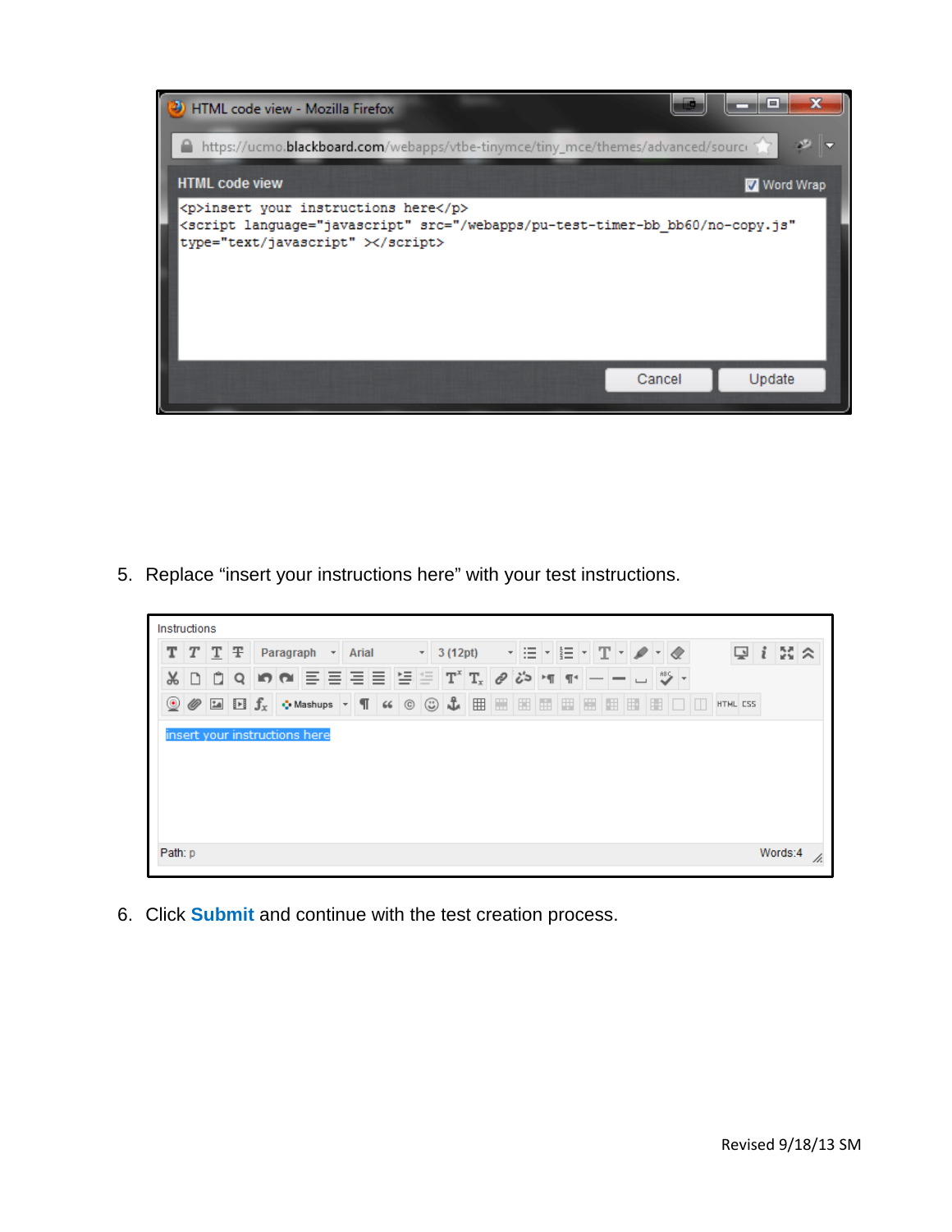5. Replace “insert your instructions here” with your test instructions.

6. Click **Submit** and continue with the test creation process.